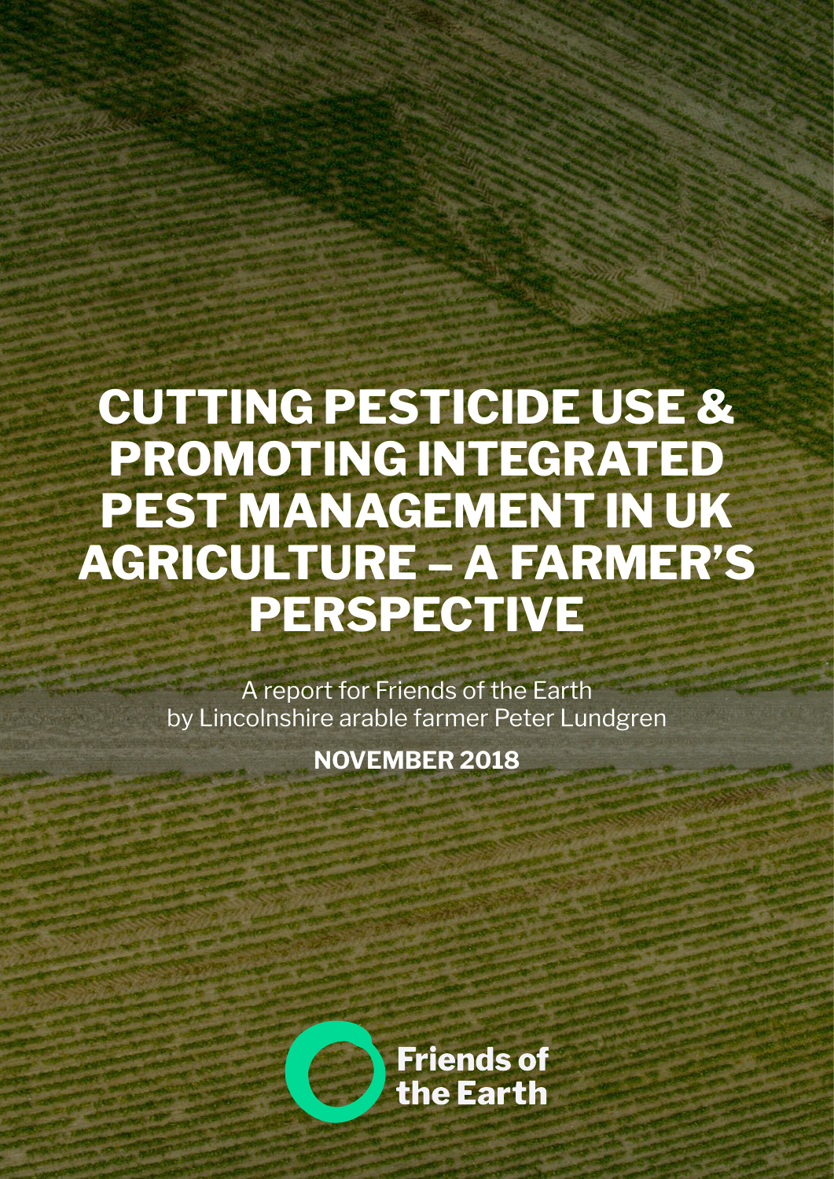# CUTTING PESTICIDE USE & PROMOTING INTEGRATED PEST MANAGEMENT IN UK AGRICULTURE – A FARMER'S PERSPECTIVE

A report for Friends of the Earth
by Lincolnshire arable farmer Peter Lundgren

**NOVEMBER 2018**

Friends of the Earth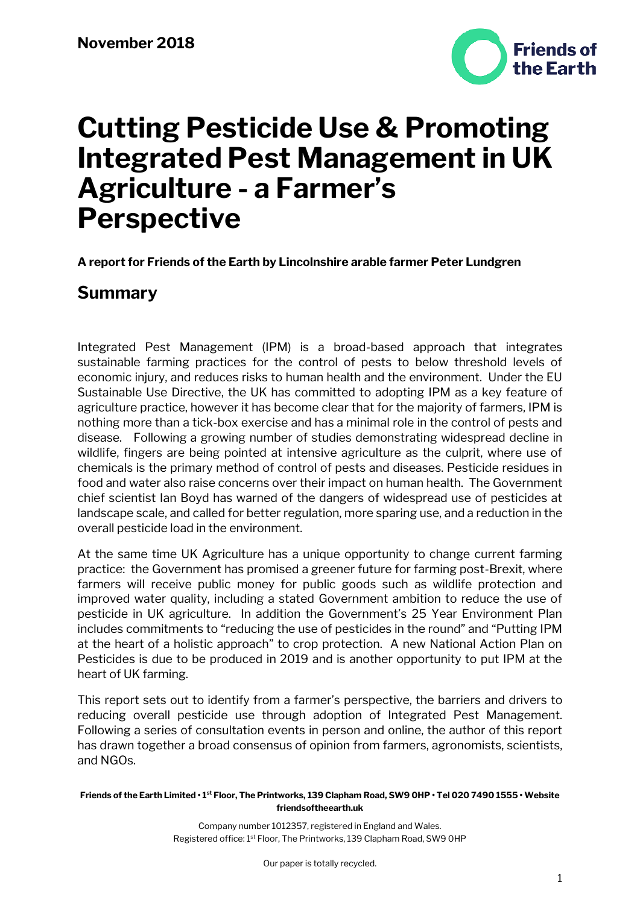November 2018

# Cutting Pesticide Use & Promoting Integrated Pest Management in UK Agriculture - a Farmer's Perspective

**A report for Friends of the Earth by Lincolnshire arable farmer Peter Lundgren**

## Summary

Integrated Pest Management (IPM) is a broad-based approach that integrates sustainable farming practices for the control of pests to below threshold levels of economic injury, and reduces risks to human health and the environment. Under the EU Sustainable Use Directive, the UK has committed to adopting IPM as a key feature of agriculture practice, however it has become clear that for the majority of farmers, IPM is nothing more than a tick-box exercise and has a minimal role in the control of pests and disease. Following a growing number of studies demonstrating widespread decline in wildlife, fingers are being pointed at intensive agriculture as the culprit, where use of chemicals is the primary method of control of pests and diseases. Pesticide residues in food and water also raise concerns over their impact on human health. The Government chief scientist Ian Boyd has warned of the dangers of widespread use of pesticides at landscape scale, and called for better regulation, more sparing use, and a reduction in the overall pesticide load in the environment.

At the same time UK Agriculture has a unique opportunity to change current farming practice: the Government has promised a greener future for farming post-Brexit, where farmers will receive public money for public goods such as wildlife protection and improved water quality, including a stated Government ambition to reduce the use of pesticide in UK agriculture. In addition the Government's 25 Year Environment Plan includes commitments to "reducing the use of pesticides in the round" and "Putting IPM at the heart of a holistic approach" to crop protection. A new National Action Plan on Pesticides is due to be produced in 2019 and is another opportunity to put IPM at the heart of UK farming.

This report sets out to identify from a farmer's perspective, the barriers and drivers to reducing overall pesticide use through adoption of Integrated Pest Management. Following a series of consultation events in person and online, the author of this report has drawn together a broad consensus of opinion from farmers, agronomists, scientists, and NGOs.

**Friends of the Earth Limited • 1st Floor, The Printworks, 139 Clapham Road, SW9 0HP • Tel 020 7490 1555 • Website friendsoftheearth.uk**

Company number 1012357, registered in England and Wales.
Registered office: 1st Floor, The Printworks, 139 Clapham Road, SW9 0HP

Our paper is totally recycled.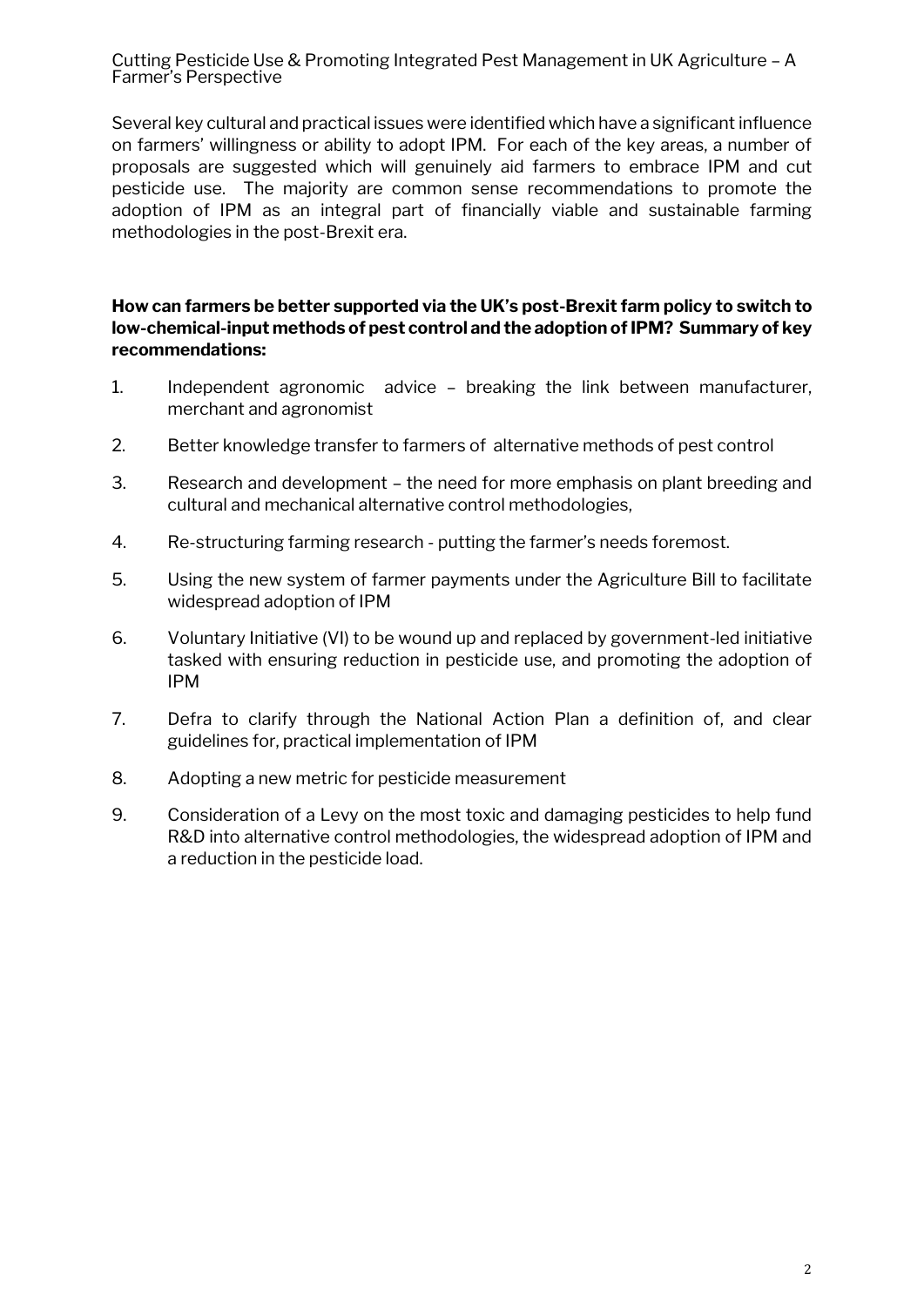Several key cultural and practical issues were identified which have a significant influence on farmers' willingness or ability to adopt IPM. For each of the key areas, a number of proposals are suggested which will genuinely aid farmers to embrace IPM and cut pesticide use. The majority are common sense recommendations to promote the adoption of IPM as an integral part of financially viable and sustainable farming methodologies in the post-Brexit era.

**How can farmers be better supported via the UK's post-Brexit farm policy to switch to low-chemical-input methods of pest control and the adoption of IPM? Summary of key recommendations:**

1. Independent agronomic advice – breaking the link between manufacturer, merchant and agronomist
2. Better knowledge transfer to farmers of alternative methods of pest control
3. Research and development – the need for more emphasis on plant breeding and cultural and mechanical alternative control methodologies,
4. Re-structuring farming research - putting the farmer's needs foremost.
5. Using the new system of farmer payments under the Agriculture Bill to facilitate widespread adoption of IPM
6. Voluntary Initiative (VI) to be wound up and replaced by government-led initiative tasked with ensuring reduction in pesticide use, and promoting the adoption of IPM
7. Defra to clarify through the National Action Plan a definition of, and clear guidelines for, practical implementation of IPM
8. Adopting a new metric for pesticide measurement
9. Consideration of a Levy on the most toxic and damaging pesticides to help fund R&D into alternative control methodologies, the widespread adoption of IPM and a reduction in the pesticide load.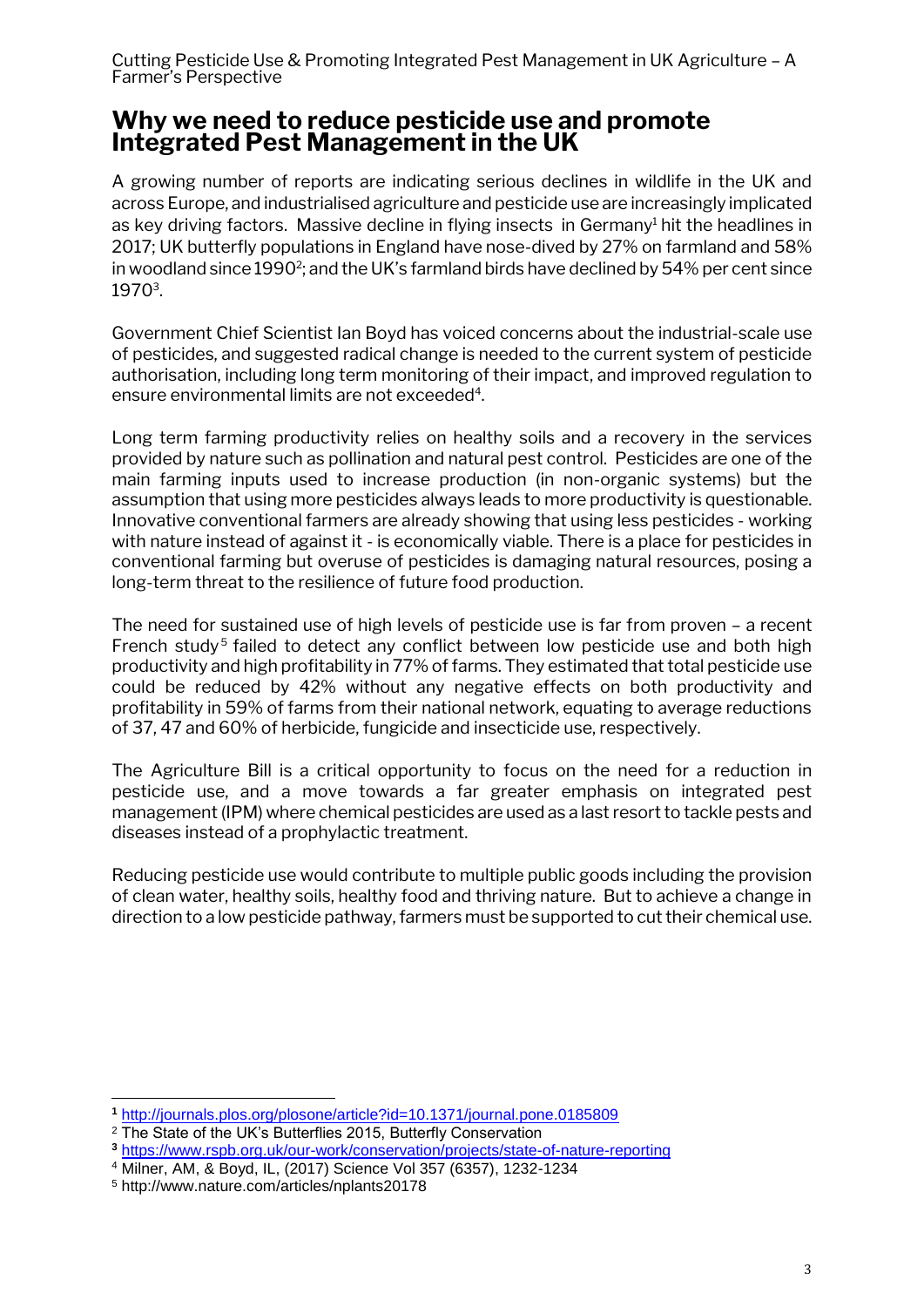## Why we need to reduce pesticide use and promote Integrated Pest Management in the UK

A growing number of reports are indicating serious declines in wildlife in the UK and across Europe, and industrialised agriculture and pesticide use are increasingly implicated as key driving factors. Massive decline in flying insects in Germany[1] hit the headlines in 2017; UK butterfly populations in England have nose-dived by 27% on farmland and 58% in woodland since 1990[2]; and the UK's farmland birds have declined by 54% per cent since 1970[3].

Government Chief Scientist Ian Boyd has voiced concerns about the industrial-scale use of pesticides, and suggested radical change is needed to the current system of pesticide authorisation, including long term monitoring of their impact, and improved regulation to ensure environmental limits are not exceeded[4].

Long term farming productivity relies on healthy soils and a recovery in the services provided by nature such as pollination and natural pest control. Pesticides are one of the main farming inputs used to increase production (in non-organic systems) but the assumption that using more pesticides always leads to more productivity is questionable. Innovative conventional farmers are already showing that using less pesticides - working with nature instead of against it - is economically viable. There is a place for pesticides in conventional farming but overuse of pesticides is damaging natural resources, posing a long-term threat to the resilience of future food production.

The need for sustained use of high levels of pesticide use is far from proven – a recent French study[5] failed to detect any conflict between low pesticide use and both high productivity and high profitability in 77% of farms. They estimated that total pesticide use could be reduced by 42% without any negative effects on both productivity and profitability in 59% of farms from their national network, equating to average reductions of 37, 47 and 60% of herbicide, fungicide and insecticide use, respectively.

The Agriculture Bill is a critical opportunity to focus on the need for a reduction in pesticide use, and a move towards a far greater emphasis on integrated pest management (IPM) where chemical pesticides are used as a last resort to tackle pests and diseases instead of a prophylactic treatment.

Reducing pesticide use would contribute to multiple public goods including the provision of clean water, healthy soils, healthy food and thriving nature. But to achieve a change in direction to a low pesticide pathway, farmers must be supported to cut their chemical use.

---

[1] http://journals.plos.org/plosone/article?id=10.1371/journal.pone.0185809

[2] The State of the UK's Butterflies 2015, Butterfly Conservation

[3] https://www.rspb.org.uk/our-work/conservation/projects/state-of-nature-reporting

[4] Milner, AM, & Boyd, IL, (2017) Science Vol 357 (6357), 1232-1234

[5] http://www.nature.com/articles/nplants20178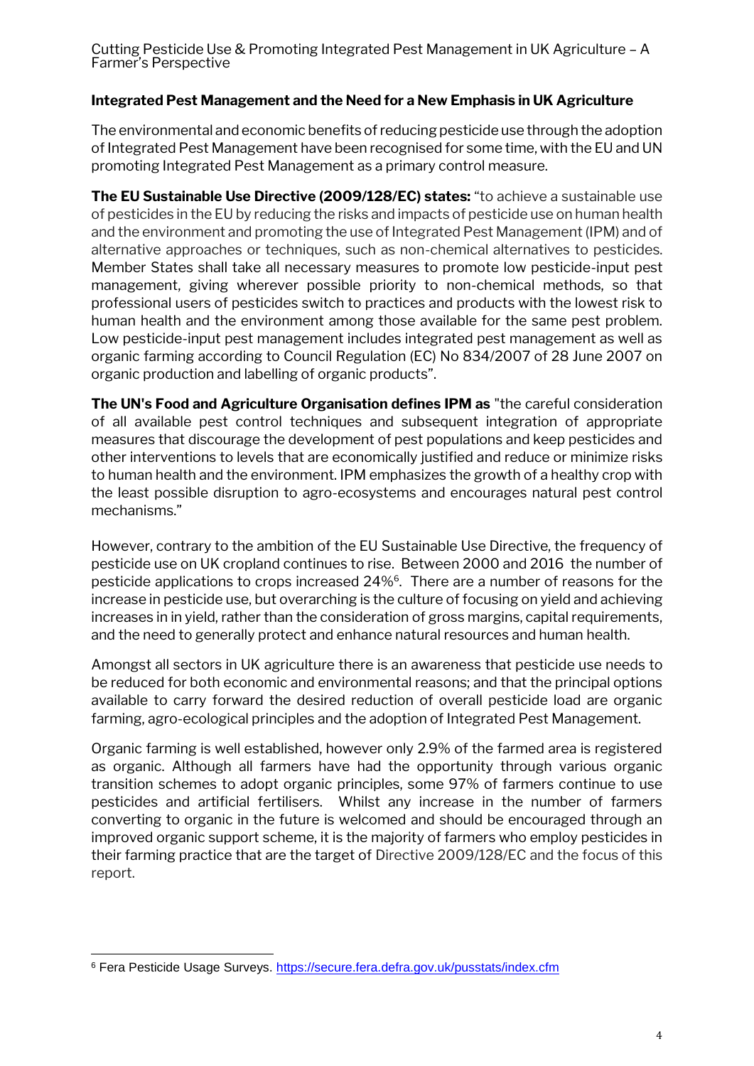**Integrated Pest Management and the Need for a New Emphasis in UK Agriculture**

The environmental and economic benefits of reducing pesticide use through the adoption of Integrated Pest Management have been recognised for some time, with the EU and UN promoting Integrated Pest Management as a primary control measure.

**The EU Sustainable Use Directive (2009/128/EC) states:** "to achieve a sustainable use of pesticides in the EU by reducing the risks and impacts of pesticide use on human health and the environment and promoting the use of Integrated Pest Management (IPM) and of alternative approaches or techniques, such as non-chemical alternatives to pesticides. Member States shall take all necessary measures to promote low pesticide-input pest management, giving wherever possible priority to non-chemical methods, so that professional users of pesticides switch to practices and products with the lowest risk to human health and the environment among those available for the same pest problem. Low pesticide-input pest management includes integrated pest management as well as organic farming according to Council Regulation (EC) No 834/2007 of 28 June 2007 on organic production and labelling of organic products".

**The UN's Food and Agriculture Organisation defines IPM as** "the careful consideration of all available pest control techniques and subsequent integration of appropriate measures that discourage the development of pest populations and keep pesticides and other interventions to levels that are economically justified and reduce or minimize risks to human health and the environment. IPM emphasizes the growth of a healthy crop with the least possible disruption to agro-ecosystems and encourages natural pest control mechanisms."

However, contrary to the ambition of the EU Sustainable Use Directive, the frequency of pesticide use on UK cropland continues to rise. Between 2000 and 2016 the number of pesticide applications to crops increased 24%[6]. There are a number of reasons for the increase in pesticide use, but overarching is the culture of focusing on yield and achieving increases in in yield, rather than the consideration of gross margins, capital requirements, and the need to generally protect and enhance natural resources and human health.

Amongst all sectors in UK agriculture there is an awareness that pesticide use needs to be reduced for both economic and environmental reasons; and that the principal options available to carry forward the desired reduction of overall pesticide load are organic farming, agro-ecological principles and the adoption of Integrated Pest Management.

Organic farming is well established, however only 2.9% of the farmed area is registered as organic. Although all farmers have had the opportunity through various organic transition schemes to adopt organic principles, some 97% of farmers continue to use pesticides and artificial fertilisers. Whilst any increase in the number of farmers converting to organic in the future is welcomed and should be encouraged through an improved organic support scheme, it is the majority of farmers who employ pesticides in their farming practice that are the target of Directive 2009/128/EC and the focus of this report.

[6] Fera Pesticide Usage Surveys. https://secure.fera.defra.gov.uk/pusstats/index.cfm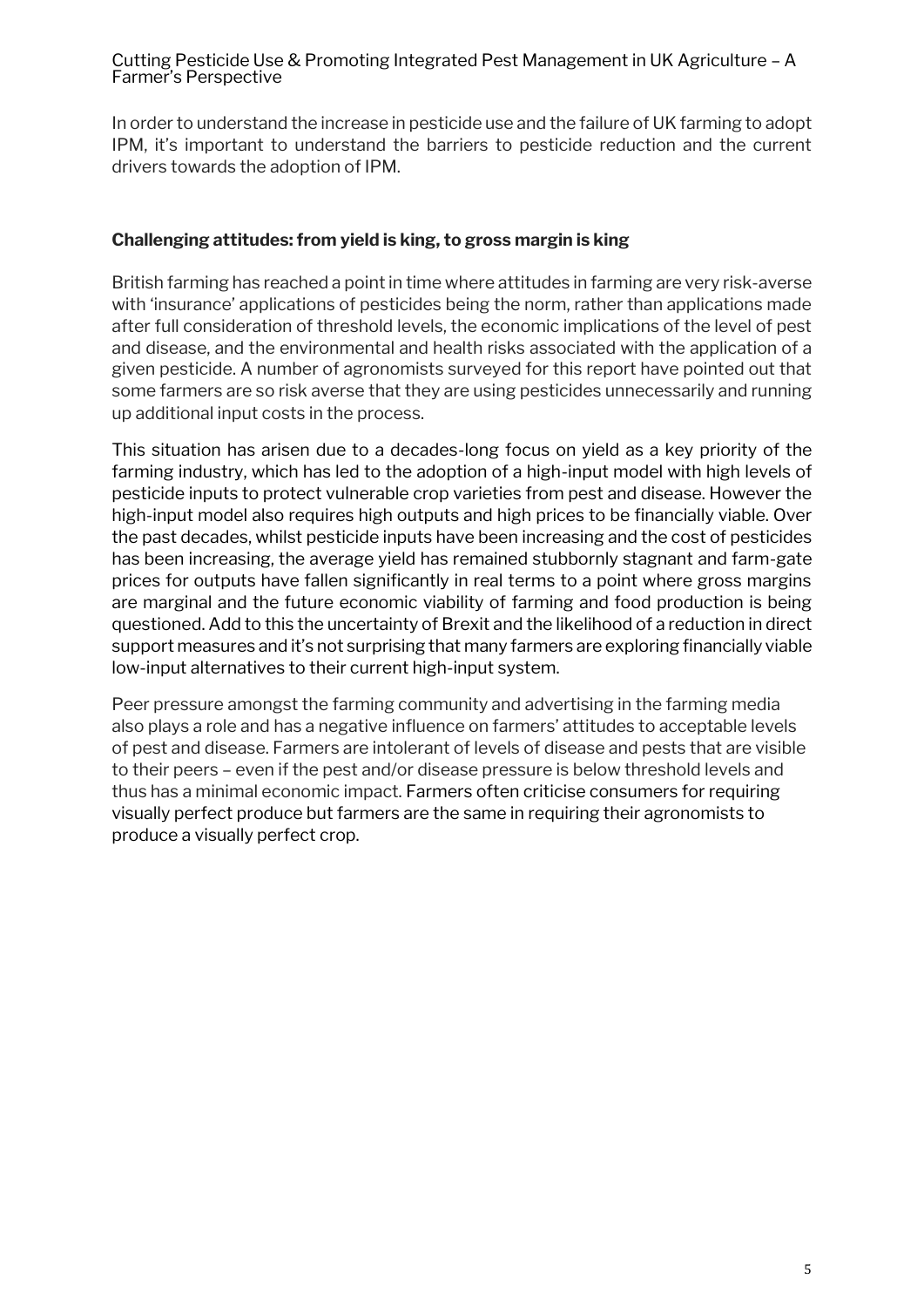In order to understand the increase in pesticide use and the failure of UK farming to adopt IPM, it's important to understand the barriers to pesticide reduction and the current drivers towards the adoption of IPM.

## Challenging attitudes: from yield is king, to gross margin is king

British farming has reached a point in time where attitudes in farming are very risk-averse with 'insurance' applications of pesticides being the norm, rather than applications made after full consideration of threshold levels, the economic implications of the level of pest and disease, and the environmental and health risks associated with the application of a given pesticide. A number of agronomists surveyed for this report have pointed out that some farmers are so risk averse that they are using pesticides unnecessarily and running up additional input costs in the process.

This situation has arisen due to a decades-long focus on yield as a key priority of the farming industry, which has led to the adoption of a high-input model with high levels of pesticide inputs to protect vulnerable crop varieties from pest and disease. However the high-input model also requires high outputs and high prices to be financially viable. Over the past decades, whilst pesticide inputs have been increasing and the cost of pesticides has been increasing, the average yield has remained stubbornly stagnant and farm-gate prices for outputs have fallen significantly in real terms to a point where gross margins are marginal and the future economic viability of farming and food production is being questioned. Add to this the uncertainty of Brexit and the likelihood of a reduction in direct support measures and it's not surprising that many farmers are exploring financially viable low-input alternatives to their current high-input system.

Peer pressure amongst the farming community and advertising in the farming media also plays a role and has a negative influence on farmers' attitudes to acceptable levels of pest and disease. Farmers are intolerant of levels of disease and pests that are visible to their peers – even if the pest and/or disease pressure is below threshold levels and thus has a minimal economic impact. Farmers often criticise consumers for requiring visually perfect produce but farmers are the same in requiring their agronomists to produce a visually perfect crop.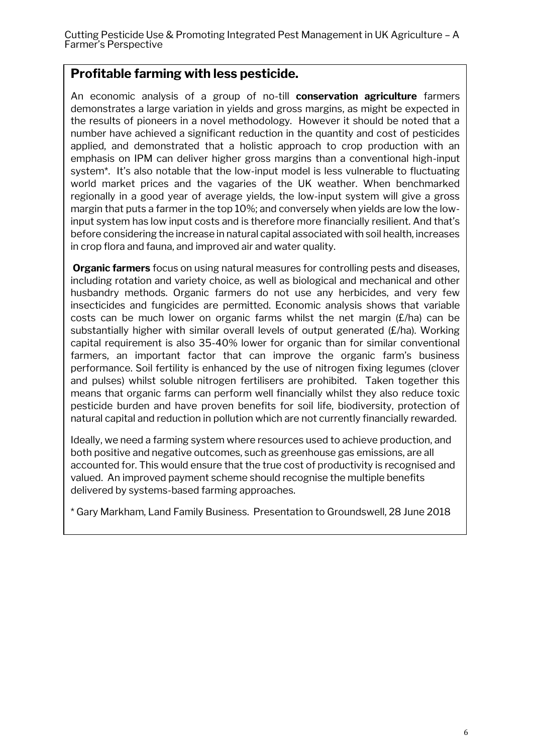## Profitable farming with less pesticide.

An economic analysis of a group of no-till **conservation agriculture** farmers demonstrates a large variation in yields and gross margins, as might be expected in the results of pioneers in a novel methodology. However it should be noted that a number have achieved a significant reduction in the quantity and cost of pesticides applied, and demonstrated that a holistic approach to crop production with an emphasis on IPM can deliver higher gross margins than a conventional high-input system*. It's also notable that the low-input model is less vulnerable to fluctuating world market prices and the vagaries of the UK weather. When benchmarked regionally in a good year of average yields, the low-input system will give a gross margin that puts a farmer in the top 10%; and conversely when yields are low the low-input system has low input costs and is therefore more financially resilient. And that's before considering the increase in natural capital associated with soil health, increases in crop flora and fauna, and improved air and water quality.

**Organic farmers** focus on using natural measures for controlling pests and diseases, including rotation and variety choice, as well as biological and mechanical and other husbandry methods. Organic farmers do not use any herbicides, and very few insecticides and fungicides are permitted. Economic analysis shows that variable costs can be much lower on organic farms whilst the net margin (£/ha) can be substantially higher with similar overall levels of output generated (£/ha). Working capital requirement is also 35-40% lower for organic than for similar conventional farmers, an important factor that can improve the organic farm's business performance. Soil fertility is enhanced by the use of nitrogen fixing legumes (clover and pulses) whilst soluble nitrogen fertilisers are prohibited. Taken together this means that organic farms can perform well financially whilst they also reduce toxic pesticide burden and have proven benefits for soil life, biodiversity, protection of natural capital and reduction in pollution which are not currently financially rewarded.

Ideally, we need a farming system where resources used to achieve production, and both positive and negative outcomes, such as greenhouse gas emissions, are all accounted for. This would ensure that the true cost of productivity is recognised and valued. An improved payment scheme should recognise the multiple benefits delivered by systems-based farming approaches.

* Gary Markham, Land Family Business. Presentation to Groundswell, 28 June 2018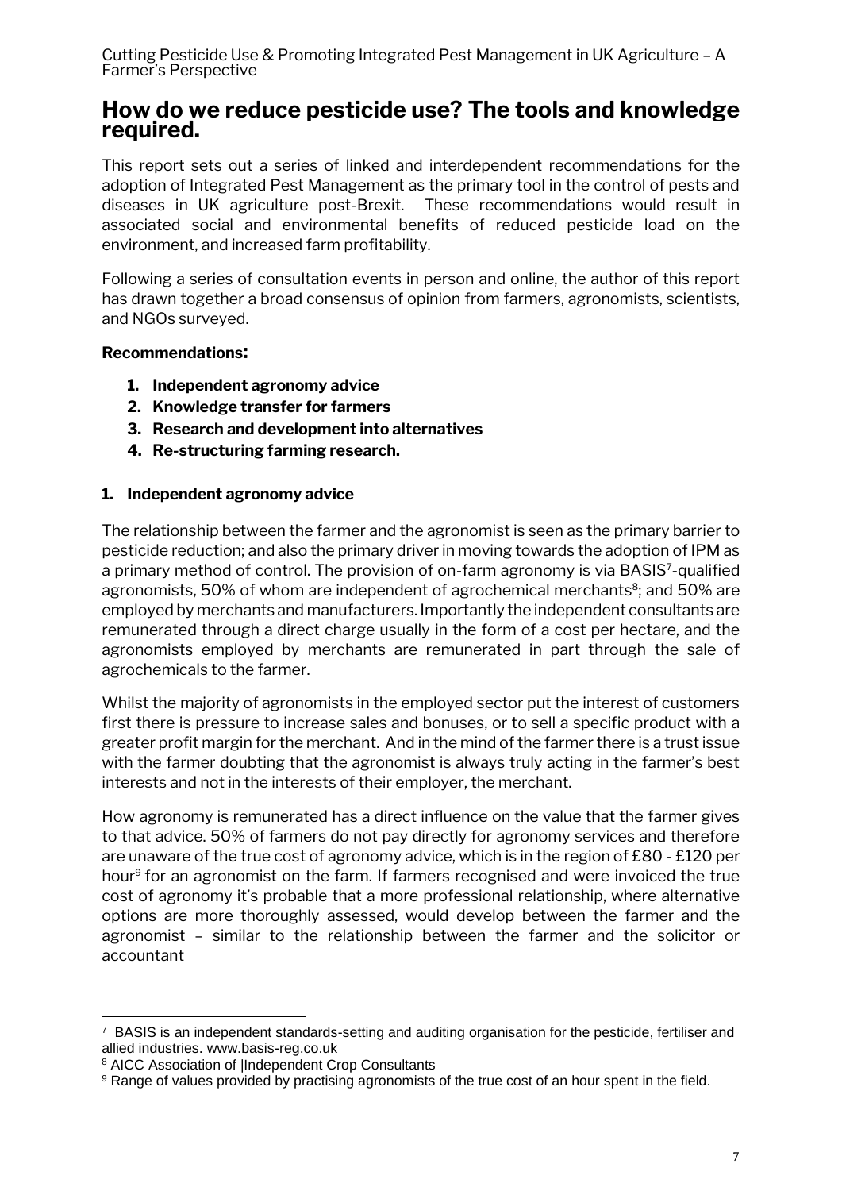# How do we reduce pesticide use? The tools and knowledge required.

This report sets out a series of linked and interdependent recommendations for the adoption of Integrated Pest Management as the primary tool in the control of pests and diseases in UK agriculture post-Brexit. These recommendations would result in associated social and environmental benefits of reduced pesticide load on the environment, and increased farm profitability.

Following a series of consultation events in person and online, the author of this report has drawn together a broad consensus of opinion from farmers, agronomists, scientists, and NGOs surveyed.

**Recommendations:**

1. **Independent agronomy advice**
2. **Knowledge transfer for farmers**
3. **Research and development into alternatives**
4. **Re-structuring farming research.**

### 1. Independent agronomy advice

The relationship between the farmer and the agronomist is seen as the primary barrier to pesticide reduction; and also the primary driver in moving towards the adoption of IPM as a primary method of control. The provision of on-farm agronomy is via BASIS[7]-qualified agronomists, 50% of whom are independent of agrochemical merchants[8]; and 50% are employed by merchants and manufacturers. Importantly the independent consultants are remunerated through a direct charge usually in the form of a cost per hectare, and the agronomists employed by merchants are remunerated in part through the sale of agrochemicals to the farmer.

Whilst the majority of agronomists in the employed sector put the interest of customers first there is pressure to increase sales and bonuses, or to sell a specific product with a greater profit margin for the merchant. And in the mind of the farmer there is a trust issue with the farmer doubting that the agronomist is always truly acting in the farmer's best interests and not in the interests of their employer, the merchant.

How agronomy is remunerated has a direct influence on the value that the farmer gives to that advice. 50% of farmers do not pay directly for agronomy services and therefore are unaware of the true cost of agronomy advice, which is in the region of £80 - £120 per hour[9] for an agronomist on the farm. If farmers recognised and were invoiced the true cost of agronomy it's probable that a more professional relationship, where alternative options are more thoroughly assessed, would develop between the farmer and the agronomist – similar to the relationship between the farmer and the solicitor or accountant

---

[7] BASIS is an independent standards-setting and auditing organisation for the pesticide, fertiliser and allied industries. www.basis-reg.co.uk

[8] AICC Association of |Independent Crop Consultants

[9] Range of values provided by practising agronomists of the true cost of an hour spent in the field.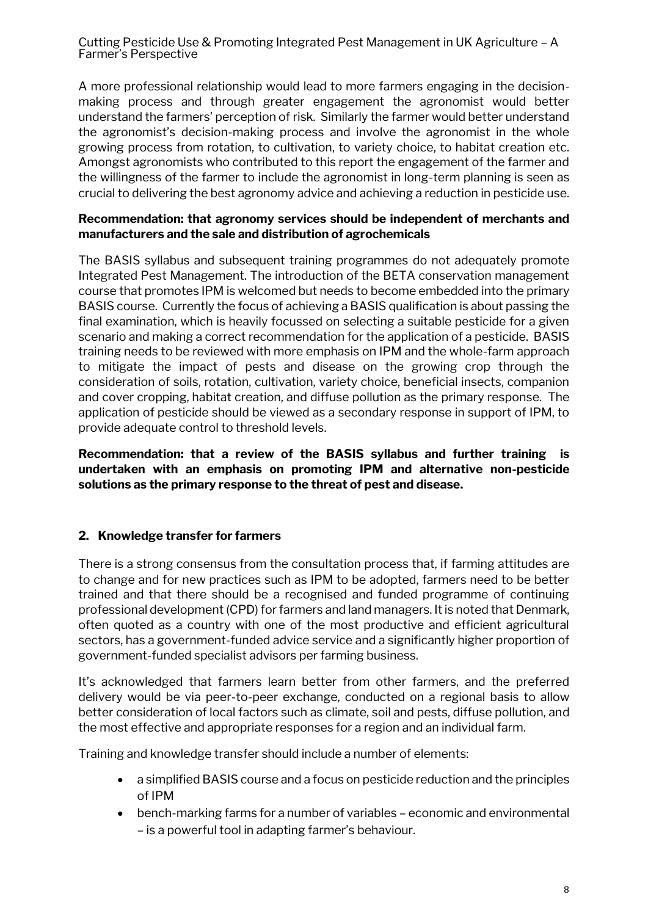A more professional relationship would lead to more farmers engaging in the decision-making process and through greater engagement the agronomist would better understand the farmers' perception of risk. Similarly the farmer would better understand the agronomist's decision-making process and involve the agronomist in the whole growing process from rotation, to cultivation, to variety choice, to habitat creation etc. Amongst agronomists who contributed to this report the engagement of the farmer and the willingness of the farmer to include the agronomist in long-term planning is seen as crucial to delivering the best agronomy advice and achieving a reduction in pesticide use.

**Recommendation: that agronomy services should be independent of merchants and manufacturers and the sale and distribution of agrochemicals**

The BASIS syllabus and subsequent training programmes do not adequately promote Integrated Pest Management. The introduction of the BETA conservation management course that promotes IPM is welcomed but needs to become embedded into the primary BASIS course. Currently the focus of achieving a BASIS qualification is about passing the final examination, which is heavily focussed on selecting a suitable pesticide for a given scenario and making a correct recommendation for the application of a pesticide. BASIS training needs to be reviewed with more emphasis on IPM and the whole-farm approach to mitigate the impact of pests and disease on the growing crop through the consideration of soils, rotation, cultivation, variety choice, beneficial insects, companion and cover cropping, habitat creation, and diffuse pollution as the primary response. The application of pesticide should be viewed as a secondary response in support of IPM, to provide adequate control to threshold levels.

**Recommendation: that a review of the BASIS syllabus and further training is undertaken with an emphasis on promoting IPM and alternative non-pesticide solutions as the primary response to the threat of pest and disease.**

## 2. Knowledge transfer for farmers

There is a strong consensus from the consultation process that, if farming attitudes are to change and for new practices such as IPM to be adopted, farmers need to be better trained and that there should be a recognised and funded programme of continuing professional development (CPD) for farmers and land managers. It is noted that Denmark, often quoted as a country with one of the most productive and efficient agricultural sectors, has a government-funded advice service and a significantly higher proportion of government-funded specialist advisors per farming business.

It's acknowledged that farmers learn better from other farmers, and the preferred delivery would be via peer-to-peer exchange, conducted on a regional basis to allow better consideration of local factors such as climate, soil and pests, diffuse pollution, and the most effective and appropriate responses for a region and an individual farm.

Training and knowledge transfer should include a number of elements:

- a simplified BASIS course and a focus on pesticide reduction and the principles of IPM
- bench-marking farms for a number of variables – economic and environmental – is a powerful tool in adapting farmer's behaviour.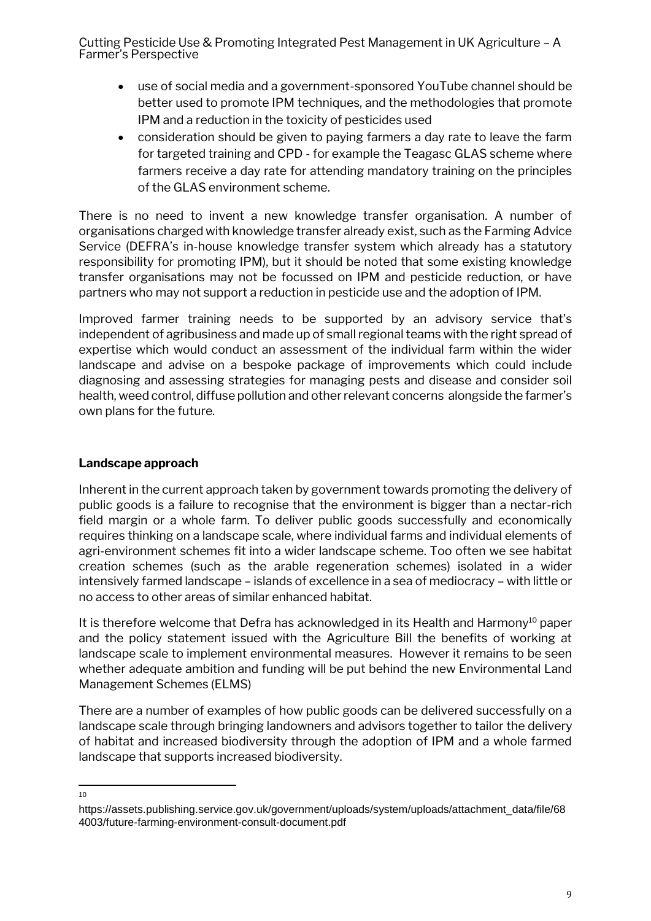- use of social media and a government-sponsored YouTube channel should be better used to promote IPM techniques, and the methodologies that promote IPM and a reduction in the toxicity of pesticides used
- consideration should be given to paying farmers a day rate to leave the farm for targeted training and CPD - for example the Teagasc GLAS scheme where farmers receive a day rate for attending mandatory training on the principles of the GLAS environment scheme.

There is no need to invent a new knowledge transfer organisation. A number of organisations charged with knowledge transfer already exist, such as the Farming Advice Service (DEFRA's in-house knowledge transfer system which already has a statutory responsibility for promoting IPM), but it should be noted that some existing knowledge transfer organisations may not be focussed on IPM and pesticide reduction, or have partners who may not support a reduction in pesticide use and the adoption of IPM.

Improved farmer training needs to be supported by an advisory service that's independent of agribusiness and made up of small regional teams with the right spread of expertise which would conduct an assessment of the individual farm within the wider landscape and advise on a bespoke package of improvements which could include diagnosing and assessing strategies for managing pests and disease and consider soil health, weed control, diffuse pollution and other relevant concerns alongside the farmer's own plans for the future.

**Landscape approach**

Inherent in the current approach taken by government towards promoting the delivery of public goods is a failure to recognise that the environment is bigger than a nectar-rich field margin or a whole farm. To deliver public goods successfully and economically requires thinking on a landscape scale, where individual farms and individual elements of agri-environment schemes fit into a wider landscape scheme. Too often we see habitat creation schemes (such as the arable regeneration schemes) isolated in a wider intensively farmed landscape – islands of excellence in a sea of mediocracy – with little or no access to other areas of similar enhanced habitat.

It is therefore welcome that Defra has acknowledged in its Health and Harmony[10] paper and the policy statement issued with the Agriculture Bill the benefits of working at landscape scale to implement environmental measures. However it remains to be seen whether adequate ambition and funding will be put behind the new Environmental Land Management Schemes (ELMS)

There are a number of examples of how public goods can be delivered successfully on a landscape scale through bringing landowners and advisors together to tailor the delivery of habitat and increased biodiversity through the adoption of IPM and a whole farmed landscape that supports increased biodiversity.

[10] https://assets.publishing.service.gov.uk/government/uploads/system/uploads/attachment_data/file/684003/future-farming-environment-consult-document.pdf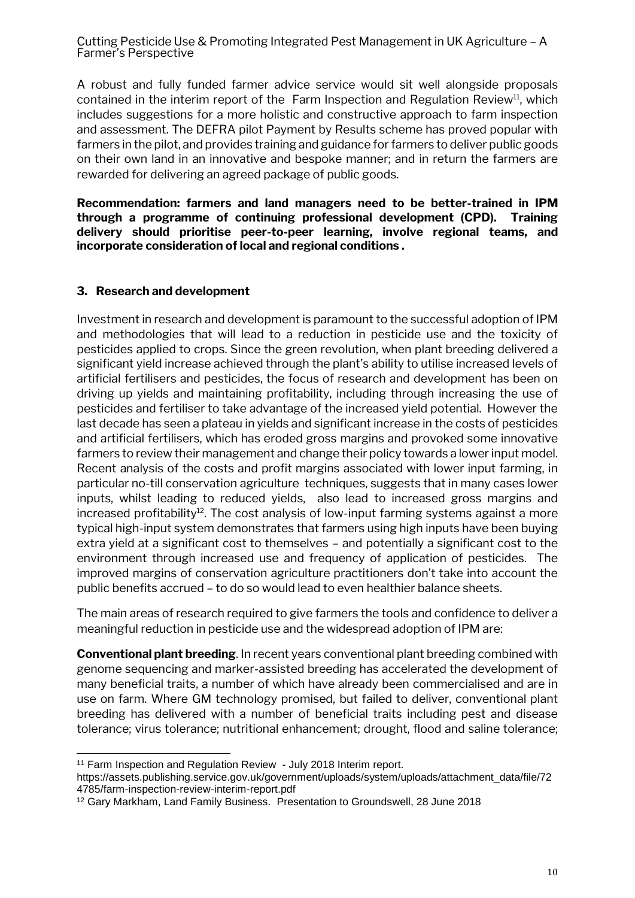A robust and fully funded farmer advice service would sit well alongside proposals contained in the interim report of the Farm Inspection and Regulation Review[11], which includes suggestions for a more holistic and constructive approach to farm inspection and assessment. The DEFRA pilot Payment by Results scheme has proved popular with farmers in the pilot, and provides training and guidance for farmers to deliver public goods on their own land in an innovative and bespoke manner; and in return the farmers are rewarded for delivering an agreed package of public goods.

**Recommendation: farmers and land managers need to be better-trained in IPM through a programme of continuing professional development (CPD). Training delivery should prioritise peer-to-peer learning, involve regional teams, and incorporate consideration of local and regional conditions .**

### 3. Research and development

Investment in research and development is paramount to the successful adoption of IPM and methodologies that will lead to a reduction in pesticide use and the toxicity of pesticides applied to crops. Since the green revolution, when plant breeding delivered a significant yield increase achieved through the plant's ability to utilise increased levels of artificial fertilisers and pesticides, the focus of research and development has been on driving up yields and maintaining profitability, including through increasing the use of pesticides and fertiliser to take advantage of the increased yield potential. However the last decade has seen a plateau in yields and significant increase in the costs of pesticides and artificial fertilisers, which has eroded gross margins and provoked some innovative farmers to review their management and change their policy towards a lower input model. Recent analysis of the costs and profit margins associated with lower input farming, in particular no-till conservation agriculture techniques, suggests that in many cases lower inputs, whilst leading to reduced yields, also lead to increased gross margins and increased profitability[12]. The cost analysis of low-input farming systems against a more typical high-input system demonstrates that farmers using high inputs have been buying extra yield at a significant cost to themselves – and potentially a significant cost to the environment through increased use and frequency of application of pesticides. The improved margins of conservation agriculture practitioners don't take into account the public benefits accrued – to do so would lead to even healthier balance sheets.

The main areas of research required to give farmers the tools and confidence to deliver a meaningful reduction in pesticide use and the widespread adoption of IPM are:

**Conventional plant breeding**. In recent years conventional plant breeding combined with genome sequencing and marker-assisted breeding has accelerated the development of many beneficial traits, a number of which have already been commercialised and are in use on farm. Where GM technology promised, but failed to deliver, conventional plant breeding has delivered with a number of beneficial traits including pest and disease tolerance; virus tolerance; nutritional enhancement; drought, flood and saline tolerance;

---

[11] Farm Inspection and Regulation Review - July 2018 Interim report. https://assets.publishing.service.gov.uk/government/uploads/system/uploads/attachment_data/file/724785/farm-inspection-review-interim-report.pdf

[12] Gary Markham, Land Family Business. Presentation to Groundswell, 28 June 2018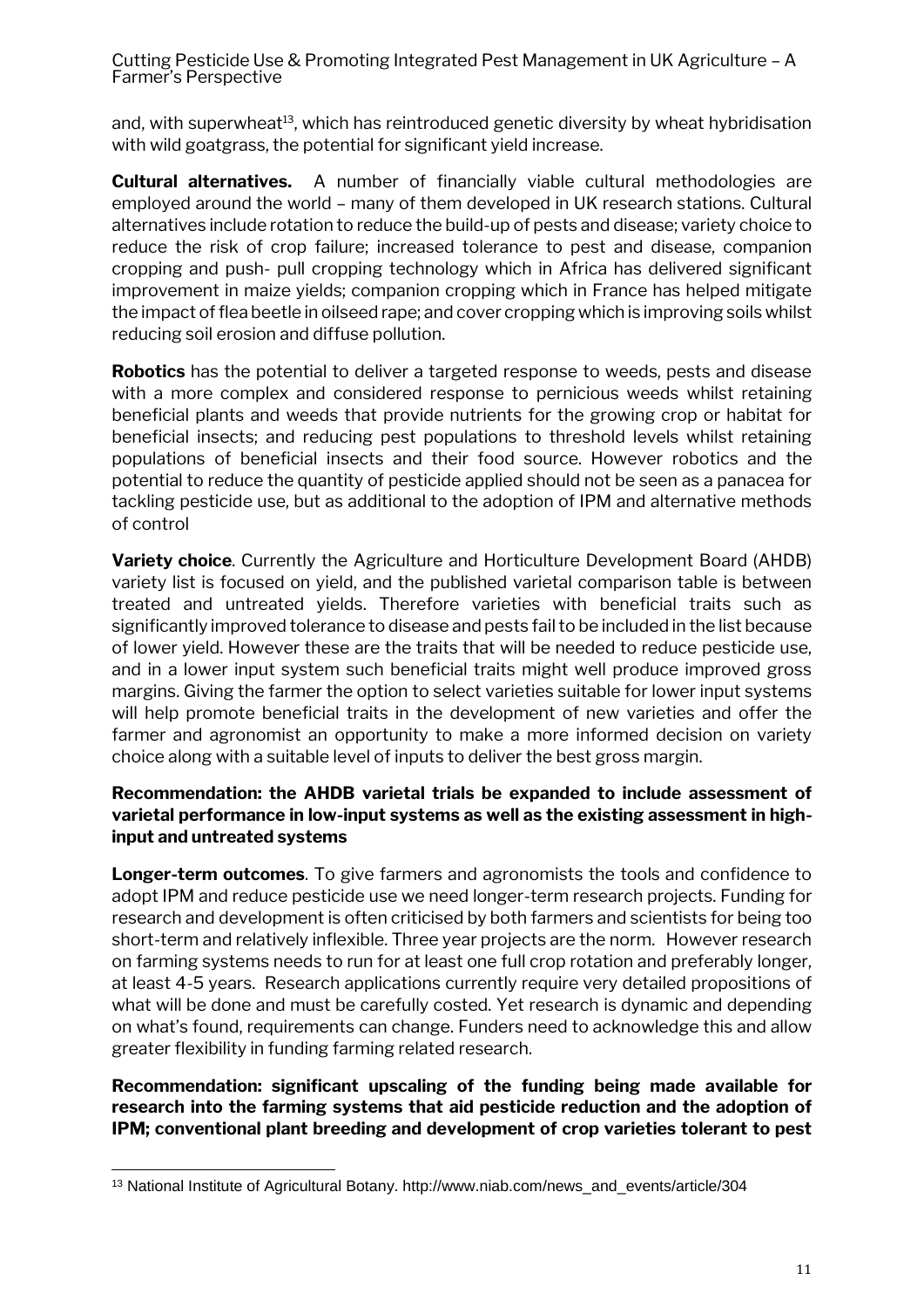and, with superwheat[13], which has reintroduced genetic diversity by wheat hybridisation with wild goatgrass, the potential for significant yield increase.

**Cultural alternatives.** A number of financially viable cultural methodologies are employed around the world – many of them developed in UK research stations. Cultural alternatives include rotation to reduce the build-up of pests and disease; variety choice to reduce the risk of crop failure; increased tolerance to pest and disease, companion cropping and push- pull cropping technology which in Africa has delivered significant improvement in maize yields; companion cropping which in France has helped mitigate the impact of flea beetle in oilseed rape; and cover cropping which is improving soils whilst reducing soil erosion and diffuse pollution.

**Robotics** has the potential to deliver a targeted response to weeds, pests and disease with a more complex and considered response to pernicious weeds whilst retaining beneficial plants and weeds that provide nutrients for the growing crop or habitat for beneficial insects; and reducing pest populations to threshold levels whilst retaining populations of beneficial insects and their food source. However robotics and the potential to reduce the quantity of pesticide applied should not be seen as a panacea for tackling pesticide use, but as additional to the adoption of IPM and alternative methods of control

**Variety choice**. Currently the Agriculture and Horticulture Development Board (AHDB) variety list is focused on yield, and the published varietal comparison table is between treated and untreated yields. Therefore varieties with beneficial traits such as significantly improved tolerance to disease and pests fail to be included in the list because of lower yield. However these are the traits that will be needed to reduce pesticide use, and in a lower input system such beneficial traits might well produce improved gross margins. Giving the farmer the option to select varieties suitable for lower input systems will help promote beneficial traits in the development of new varieties and offer the farmer and agronomist an opportunity to make a more informed decision on variety choice along with a suitable level of inputs to deliver the best gross margin.

**Recommendation: the AHDB varietal trials be expanded to include assessment of varietal performance in low-input systems as well as the existing assessment in high-input and untreated systems**

**Longer-term outcomes**. To give farmers and agronomists the tools and confidence to adopt IPM and reduce pesticide use we need longer-term research projects. Funding for research and development is often criticised by both farmers and scientists for being too short-term and relatively inflexible. Three year projects are the norm. However research on farming systems needs to run for at least one full crop rotation and preferably longer, at least 4-5 years. Research applications currently require very detailed propositions of what will be done and must be carefully costed. Yet research is dynamic and depending on what's found, requirements can change. Funders need to acknowledge this and allow greater flexibility in funding farming related research.

**Recommendation: significant upscaling of the funding being made available for research into the farming systems that aid pesticide reduction and the adoption of IPM; conventional plant breeding and development of crop varieties tolerant to pest**

[13] National Institute of Agricultural Botany. http://www.niab.com/news_and_events/article/304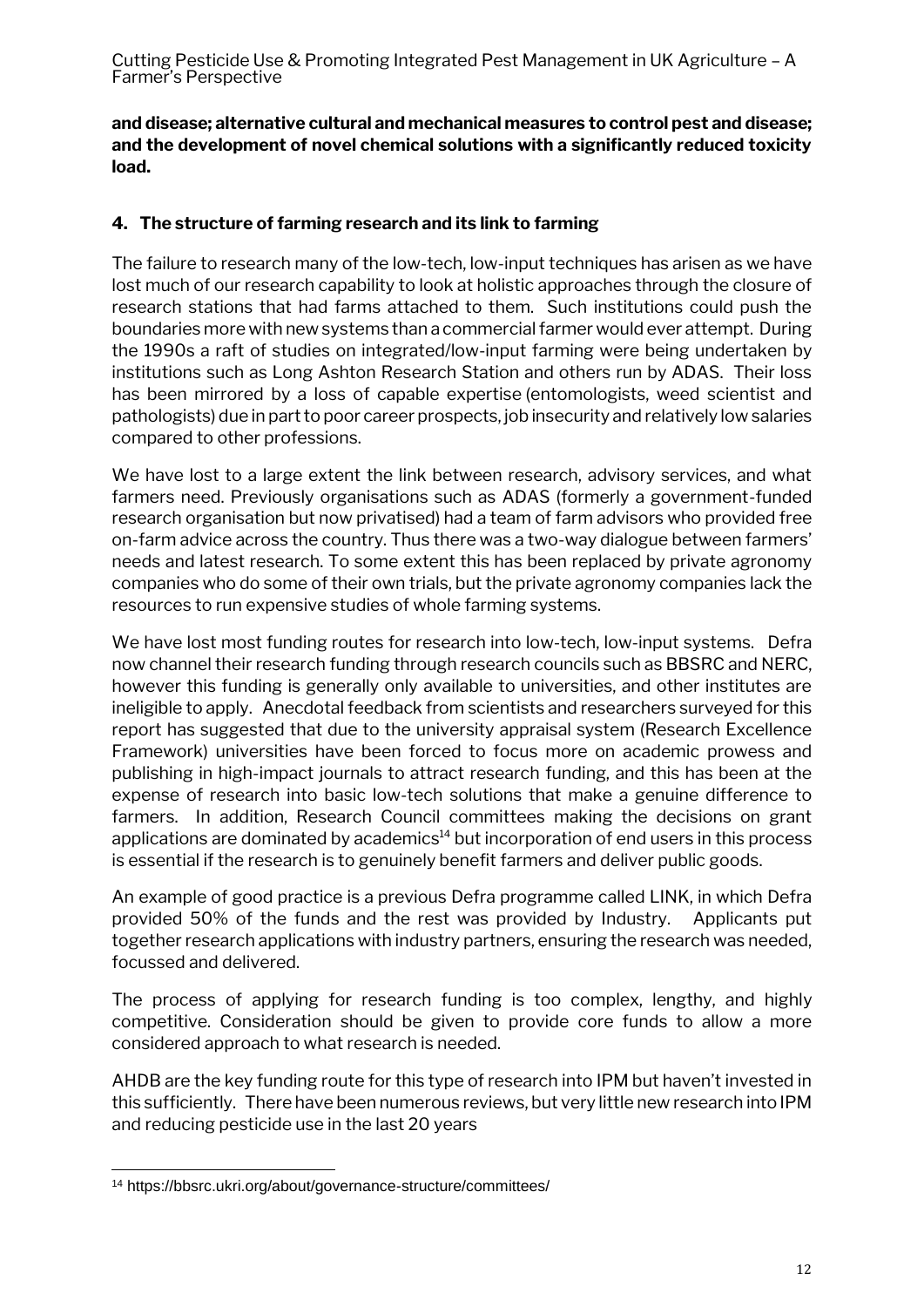**and disease; alternative cultural and mechanical measures to control pest and disease; and the development of novel chemical solutions with a significantly reduced toxicity load.**

## 4. The structure of farming research and its link to farming

The failure to research many of the low-tech, low-input techniques has arisen as we have lost much of our research capability to look at holistic approaches through the closure of research stations that had farms attached to them. Such institutions could push the boundaries more with new systems than a commercial farmer would ever attempt. During the 1990s a raft of studies on integrated/low-input farming were being undertaken by institutions such as Long Ashton Research Station and others run by ADAS. Their loss has been mirrored by a loss of capable expertise (entomologists, weed scientist and pathologists) due in part to poor career prospects, job insecurity and relatively low salaries compared to other professions.

We have lost to a large extent the link between research, advisory services, and what farmers need. Previously organisations such as ADAS (formerly a government-funded research organisation but now privatised) had a team of farm advisors who provided free on-farm advice across the country. Thus there was a two-way dialogue between farmers' needs and latest research. To some extent this has been replaced by private agronomy companies who do some of their own trials, but the private agronomy companies lack the resources to run expensive studies of whole farming systems.

We have lost most funding routes for research into low-tech, low-input systems. Defra now channel their research funding through research councils such as BBSRC and NERC, however this funding is generally only available to universities, and other institutes are ineligible to apply. Anecdotal feedback from scientists and researchers surveyed for this report has suggested that due to the university appraisal system (Research Excellence Framework) universities have been forced to focus more on academic prowess and publishing in high-impact journals to attract research funding, and this has been at the expense of research into basic low-tech solutions that make a genuine difference to farmers. In addition, Research Council committees making the decisions on grant applications are dominated by academics[14] but incorporation of end users in this process is essential if the research is to genuinely benefit farmers and deliver public goods.

An example of good practice is a previous Defra programme called LINK, in which Defra provided 50% of the funds and the rest was provided by Industry. Applicants put together research applications with industry partners, ensuring the research was needed, focussed and delivered.

The process of applying for research funding is too complex, lengthy, and highly competitive. Consideration should be given to provide core funds to allow a more considered approach to what research is needed.

AHDB are the key funding route for this type of research into IPM but haven't invested in this sufficiently. There have been numerous reviews, but very little new research into IPM and reducing pesticide use in the last 20 years

[14] https://bbsrc.ukri.org/about/governance-structure/committees/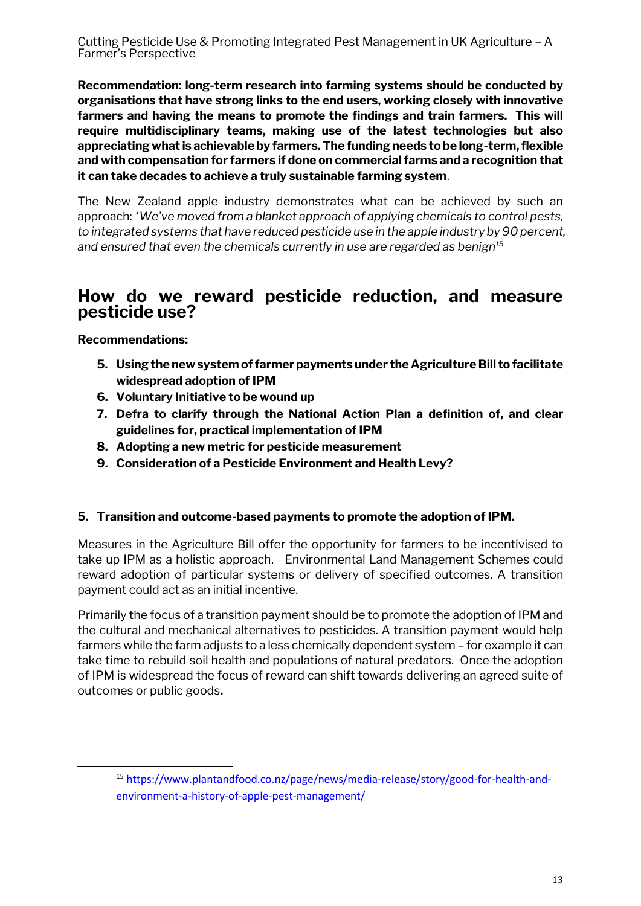**Recommendation: long-term research into farming systems should be conducted by organisations that have strong links to the end users, working closely with innovative farmers and having the means to promote the findings and train farmers. This will require multidisciplinary teams, making use of the latest technologies but also appreciating what is achievable by farmers. The funding needs to be long-term, flexible and with compensation for farmers if done on commercial farms and a recognition that it can take decades to achieve a truly sustainable farming system**.

The New Zealand apple industry demonstrates what can be achieved by such an approach: *'We've moved from a blanket approach of applying chemicals to control pests, to integrated systems that have reduced pesticide use in the apple industry by 90 percent, and ensured that even the chemicals currently in use are regarded as benign*[15]

## How do we reward pesticide reduction, and measure pesticide use?

**Recommendations:**

5. **Using the new system of farmer payments under the Agriculture Bill to facilitate widespread adoption of IPM**
6. **Voluntary Initiative to be wound up**
7. **Defra to clarify through the National Action Plan a definition of, and clear guidelines for, practical implementation of IPM**
8. **Adopting a new metric for pesticide measurement**
9. **Consideration of a Pesticide Environment and Health Levy?**

### 5. Transition and outcome-based payments to promote the adoption of IPM.

Measures in the Agriculture Bill offer the opportunity for farmers to be incentivised to take up IPM as a holistic approach. Environmental Land Management Schemes could reward adoption of particular systems or delivery of specified outcomes. A transition payment could act as an initial incentive.

Primarily the focus of a transition payment should be to promote the adoption of IPM and the cultural and mechanical alternatives to pesticides. A transition payment would help farmers while the farm adjusts to a less chemically dependent system – for example it can take time to rebuild soil health and populations of natural predators. Once the adoption of IPM is widespread the focus of reward can shift towards delivering an agreed suite of outcomes or public goods**.**

[15] https://www.plantandfood.co.nz/page/news/media-release/story/good-for-health-and-environment-a-history-of-apple-pest-management/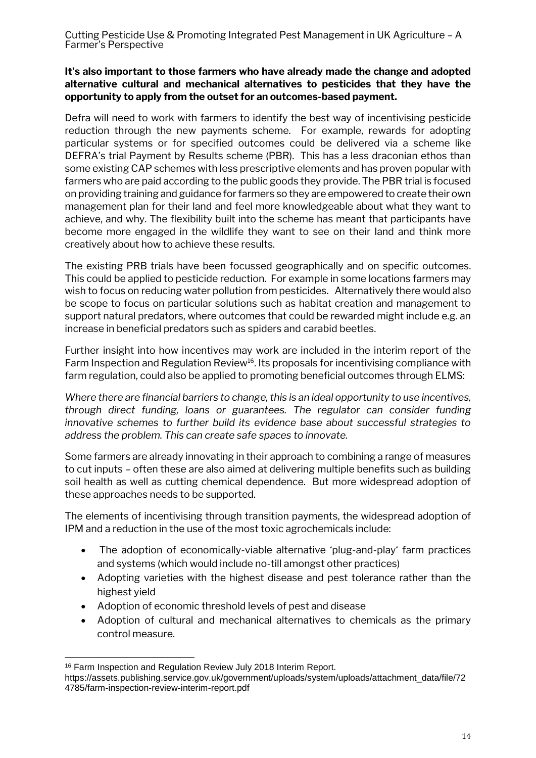**It's also important to those farmers who have already made the change and adopted alternative cultural and mechanical alternatives to pesticides that they have the opportunity to apply from the outset for an outcomes-based payment.**

Defra will need to work with farmers to identify the best way of incentivising pesticide reduction through the new payments scheme. For example, rewards for adopting particular systems or for specified outcomes could be delivered via a scheme like DEFRA's trial Payment by Results scheme (PBR). This has a less draconian ethos than some existing CAP schemes with less prescriptive elements and has proven popular with farmers who are paid according to the public goods they provide. The PBR trial is focused on providing training and guidance for farmers so they are empowered to create their own management plan for their land and feel more knowledgeable about what they want to achieve, and why. The flexibility built into the scheme has meant that participants have become more engaged in the wildlife they want to see on their land and think more creatively about how to achieve these results.

The existing PRB trials have been focussed geographically and on specific outcomes. This could be applied to pesticide reduction. For example in some locations farmers may wish to focus on reducing water pollution from pesticides. Alternatively there would also be scope to focus on particular solutions such as habitat creation and management to support natural predators, where outcomes that could be rewarded might include e.g. an increase in beneficial predators such as spiders and carabid beetles.

Further insight into how incentives may work are included in the interim report of the Farm Inspection and Regulation Review[16]. Its proposals for incentivising compliance with farm regulation, could also be applied to promoting beneficial outcomes through ELMS:

*Where there are financial barriers to change, this is an ideal opportunity to use incentives, through direct funding, loans or guarantees. The regulator can consider funding innovative schemes to further build its evidence base about successful strategies to address the problem. This can create safe spaces to innovate.*

Some farmers are already innovating in their approach to combining a range of measures to cut inputs – often these are also aimed at delivering multiple benefits such as building soil health as well as cutting chemical dependence. But more widespread adoption of these approaches needs to be supported.

The elements of incentivising through transition payments, the widespread adoption of IPM and a reduction in the use of the most toxic agrochemicals include:

- The adoption of economically-viable alternative 'plug-and-play' farm practices and systems (which would include no-till amongst other practices)
- Adopting varieties with the highest disease and pest tolerance rather than the highest yield
- Adoption of economic threshold levels of pest and disease
- Adoption of cultural and mechanical alternatives to chemicals as the primary control measure.

---

[16] Farm Inspection and Regulation Review July 2018 Interim Report. https://assets.publishing.service.gov.uk/government/uploads/system/uploads/attachment_data/file/724785/farm-inspection-review-interim-report.pdf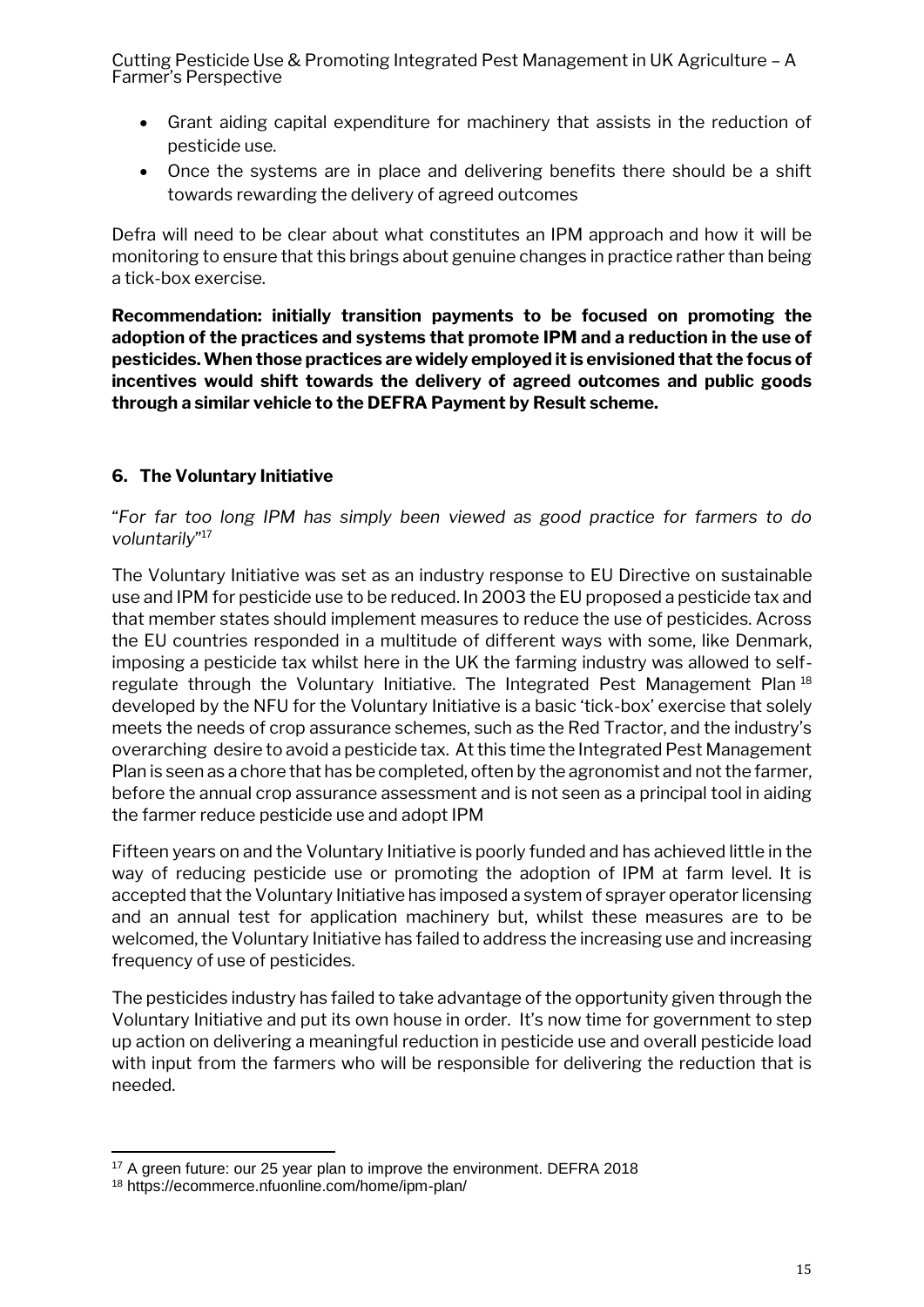- Grant aiding capital expenditure for machinery that assists in the reduction of pesticide use.
- Once the systems are in place and delivering benefits there should be a shift towards rewarding the delivery of agreed outcomes

Defra will need to be clear about what constitutes an IPM approach and how it will be monitoring to ensure that this brings about genuine changes in practice rather than being a tick-box exercise.

**Recommendation: initially transition payments to be focused on promoting the adoption of the practices and systems that promote IPM and a reduction in the use of pesticides. When those practices are widely employed it is envisioned that the focus of incentives would shift towards the delivery of agreed outcomes and public goods through a similar vehicle to the DEFRA Payment by Result scheme.**

## 6. The Voluntary Initiative

"*For far too long IPM has simply been viewed as good practice for farmers to do voluntarily*"[17]

The Voluntary Initiative was set as an industry response to EU Directive on sustainable use and IPM for pesticide use to be reduced. In 2003 the EU proposed a pesticide tax and that member states should implement measures to reduce the use of pesticides. Across the EU countries responded in a multitude of different ways with some, like Denmark, imposing a pesticide tax whilst here in the UK the farming industry was allowed to self-regulate through the Voluntary Initiative. The Integrated Pest Management Plan [18] developed by the NFU for the Voluntary Initiative is a basic 'tick-box' exercise that solely meets the needs of crop assurance schemes, such as the Red Tractor, and the industry's overarching desire to avoid a pesticide tax. At this time the Integrated Pest Management Plan is seen as a chore that has be completed, often by the agronomist and not the farmer, before the annual crop assurance assessment and is not seen as a principal tool in aiding the farmer reduce pesticide use and adopt IPM

Fifteen years on and the Voluntary Initiative is poorly funded and has achieved little in the way of reducing pesticide use or promoting the adoption of IPM at farm level. It is accepted that the Voluntary Initiative has imposed a system of sprayer operator licensing and an annual test for application machinery but, whilst these measures are to be welcomed, the Voluntary Initiative has failed to address the increasing use and increasing frequency of use of pesticides.

The pesticides industry has failed to take advantage of the opportunity given through the Voluntary Initiative and put its own house in order. It's now time for government to step up action on delivering a meaningful reduction in pesticide use and overall pesticide load with input from the farmers who will be responsible for delivering the reduction that is needed.

---

[17] A green future: our 25 year plan to improve the environment. DEFRA 2018

[18] https://ecommerce.nfuonline.com/home/ipm-plan/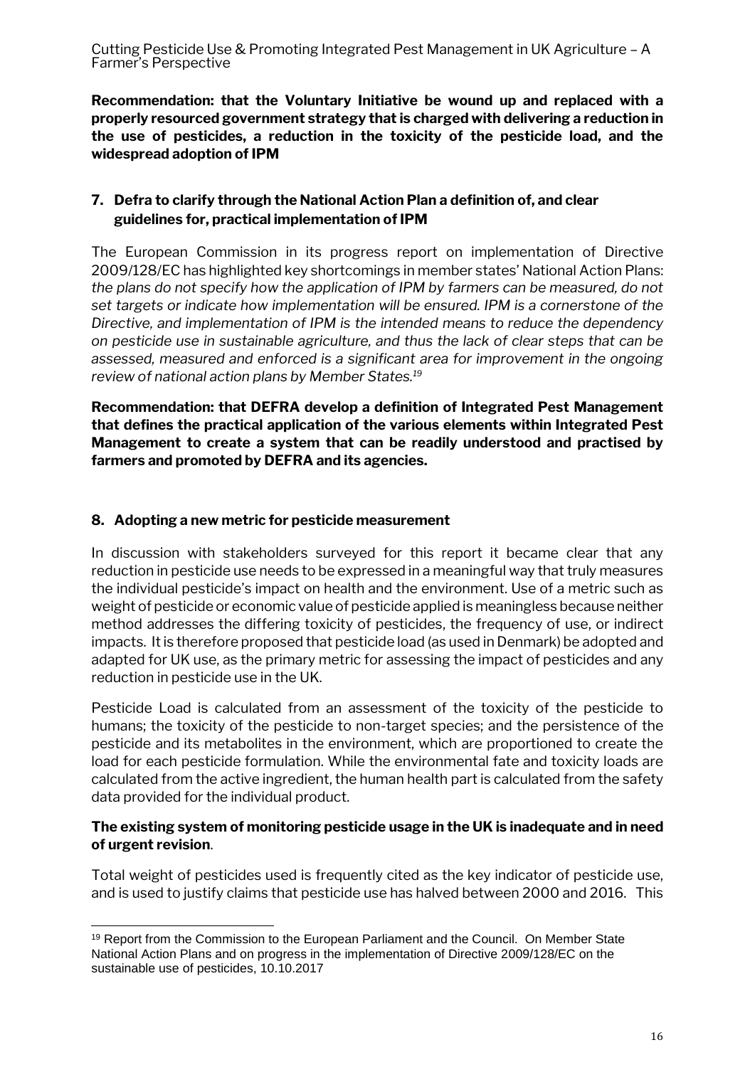**Recommendation: that the Voluntary Initiative be wound up and replaced with a properly resourced government strategy that is charged with delivering a reduction in the use of pesticides, a reduction in the toxicity of the pesticide load, and the widespread adoption of IPM**

## 7. Defra to clarify through the National Action Plan a definition of, and clear guidelines for, practical implementation of IPM

The European Commission in its progress report on implementation of Directive 2009/128/EC has highlighted key shortcomings in member states' National Action Plans: *the plans do not specify how the application of IPM by farmers can be measured, do not set targets or indicate how implementation will be ensured. IPM is a cornerstone of the Directive, and implementation of IPM is the intended means to reduce the dependency on pesticide use in sustainable agriculture, and thus the lack of clear steps that can be assessed, measured and enforced is a significant area for improvement in the ongoing review of national action plans by Member States.*[19]

**Recommendation: that DEFRA develop a definition of Integrated Pest Management that defines the practical application of the various elements within Integrated Pest Management to create a system that can be readily understood and practised by farmers and promoted by DEFRA and its agencies.**

## 8. Adopting a new metric for pesticide measurement

In discussion with stakeholders surveyed for this report it became clear that any reduction in pesticide use needs to be expressed in a meaningful way that truly measures the individual pesticide's impact on health and the environment. Use of a metric such as weight of pesticide or economic value of pesticide applied is meaningless because neither method addresses the differing toxicity of pesticides, the frequency of use, or indirect impacts. It is therefore proposed that pesticide load (as used in Denmark) be adopted and adapted for UK use, as the primary metric for assessing the impact of pesticides and any reduction in pesticide use in the UK.

Pesticide Load is calculated from an assessment of the toxicity of the pesticide to humans; the toxicity of the pesticide to non-target species; and the persistence of the pesticide and its metabolites in the environment, which are proportioned to create the load for each pesticide formulation. While the environmental fate and toxicity loads are calculated from the active ingredient, the human health part is calculated from the safety data provided for the individual product.

**The existing system of monitoring pesticide usage in the UK is inadequate and in need of urgent revision**.

Total weight of pesticides used is frequently cited as the key indicator of pesticide use, and is used to justify claims that pesticide use has halved between 2000 and 2016. This

---

[19] Report from the Commission to the European Parliament and the Council. On Member State National Action Plans and on progress in the implementation of Directive 2009/128/EC on the sustainable use of pesticides, 10.10.2017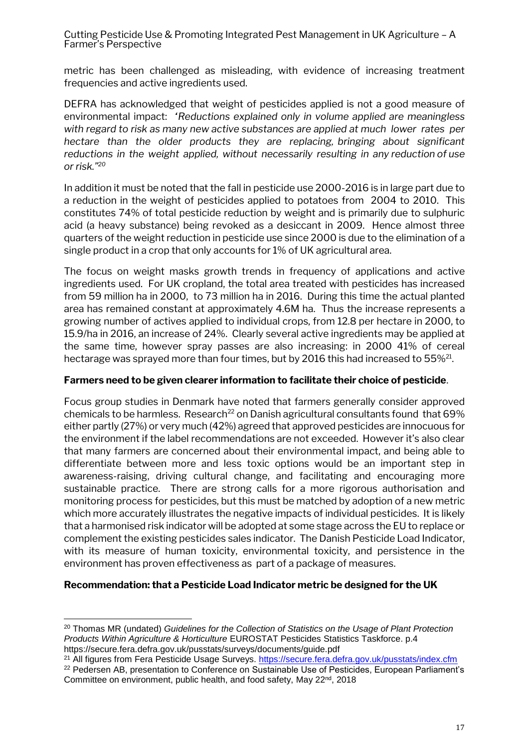metric has been challenged as misleading, with evidence of increasing treatment frequencies and active ingredients used.

DEFRA has acknowledged that weight of pesticides applied is not a good measure of environmental impact: *'Reductions explained only in volume applied are meaningless with regard to risk as many new active substances are applied at much lower rates per hectare than the older products they are replacing, bringing about significant reductions in the weight applied, without necessarily resulting in any reduction of use or risk."*[20]

In addition it must be noted that the fall in pesticide use 2000-2016 is in large part due to a reduction in the weight of pesticides applied to potatoes from 2004 to 2010. This constitutes 74% of total pesticide reduction by weight and is primarily due to sulphuric acid (a heavy substance) being revoked as a desiccant in 2009. Hence almost three quarters of the weight reduction in pesticide use since 2000 is due to the elimination of a single product in a crop that only accounts for 1% of UK agricultural area.

The focus on weight masks growth trends in frequency of applications and active ingredients used. For UK cropland, the total area treated with pesticides has increased from 59 million ha in 2000, to 73 million ha in 2016. During this time the actual planted area has remained constant at approximately 4.6M ha. Thus the increase represents a growing number of actives applied to individual crops, from 12.8 per hectare in 2000, to 15.9/ha in 2016, an increase of 24%. Clearly several active ingredients may be applied at the same time, however spray passes are also increasing: in 2000 41% of cereal hectarage was sprayed more than four times, but by 2016 this had increased to 55%[21].

**Farmers need to be given clearer information to facilitate their choice of pesticide**.

Focus group studies in Denmark have noted that farmers generally consider approved chemicals to be harmless. Research[22] on Danish agricultural consultants found that 69% either partly (27%) or very much (42%) agreed that approved pesticides are innocuous for the environment if the label recommendations are not exceeded. However it's also clear that many farmers are concerned about their environmental impact, and being able to differentiate between more and less toxic options would be an important step in awareness-raising, driving cultural change, and facilitating and encouraging more sustainable practice. There are strong calls for a more rigorous authorisation and monitoring process for pesticides, but this must be matched by adoption of a new metric which more accurately illustrates the negative impacts of individual pesticides. It is likely that a harmonised risk indicator will be adopted at some stage across the EU to replace or complement the existing pesticides sales indicator. The Danish Pesticide Load Indicator, with its measure of human toxicity, environmental toxicity, and persistence in the environment has proven effectiveness as part of a package of measures.

**Recommendation: that a Pesticide Load Indicator metric be designed for the UK**

---

[20] Thomas MR (undated) *Guidelines for the Collection of Statistics on the Usage of Plant Protection Products Within Agriculture & Horticulture* EUROSTAT Pesticides Statistics Taskforce. p.4 https://secure.fera.defra.gov.uk/pusstats/surveys/documents/guide.pdf

[21] All figures from Fera Pesticide Usage Surveys. https://secure.fera.defra.gov.uk/pusstats/index.cfm

[22] Pedersen AB, presentation to Conference on Sustainable Use of Pesticides, European Parliament's Committee on environment, public health, and food safety, May 22nd, 2018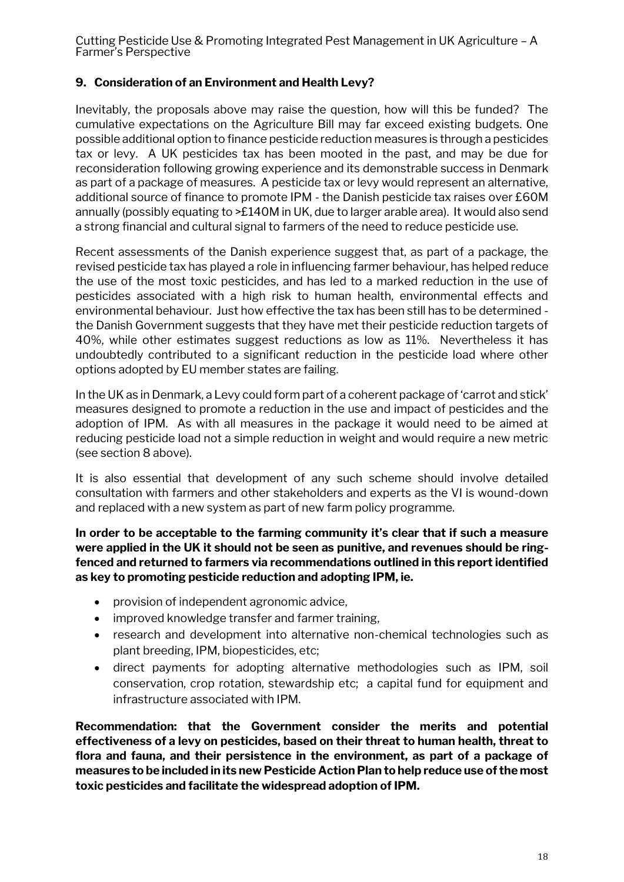## 9. Consideration of an Environment and Health Levy?

Inevitably, the proposals above may raise the question, how will this be funded? The cumulative expectations on the Agriculture Bill may far exceed existing budgets. One possible additional option to finance pesticide reduction measures is through a pesticides tax or levy. A UK pesticides tax has been mooted in the past, and may be due for reconsideration following growing experience and its demonstrable success in Denmark as part of a package of measures. A pesticide tax or levy would represent an alternative, additional source of finance to promote IPM - the Danish pesticide tax raises over £60M annually (possibly equating to >£140M in UK, due to larger arable area). It would also send a strong financial and cultural signal to farmers of the need to reduce pesticide use.

Recent assessments of the Danish experience suggest that, as part of a package, the revised pesticide tax has played a role in influencing farmer behaviour, has helped reduce the use of the most toxic pesticides, and has led to a marked reduction in the use of pesticides associated with a high risk to human health, environmental effects and environmental behaviour. Just how effective the tax has been still has to be determined - the Danish Government suggests that they have met their pesticide reduction targets of 40%, while other estimates suggest reductions as low as 11%. Nevertheless it has undoubtedly contributed to a significant reduction in the pesticide load where other options adopted by EU member states are failing.

In the UK as in Denmark, a Levy could form part of a coherent package of 'carrot and stick' measures designed to promote a reduction in the use and impact of pesticides and the adoption of IPM. As with all measures in the package it would need to be aimed at reducing pesticide load not a simple reduction in weight and would require a new metric (see section 8 above).

It is also essential that development of any such scheme should involve detailed consultation with farmers and other stakeholders and experts as the VI is wound-down and replaced with a new system as part of new farm policy programme.

**In order to be acceptable to the farming community it's clear that if such a measure were applied in the UK it should not be seen as punitive, and revenues should be ring-fenced and returned to farmers via recommendations outlined in this report identified as key to promoting pesticide reduction and adopting IPM, ie.**

- provision of independent agronomic advice,
- improved knowledge transfer and farmer training,
- research and development into alternative non-chemical technologies such as plant breeding, IPM, biopesticides, etc;
- direct payments for adopting alternative methodologies such as IPM, soil conservation, crop rotation, stewardship etc; a capital fund for equipment and infrastructure associated with IPM.

**Recommendation: that the Government consider the merits and potential effectiveness of a levy on pesticides, based on their threat to human health, threat to flora and fauna, and their persistence in the environment, as part of a package of measures to be included in its new Pesticide Action Plan to help reduce use of the most toxic pesticides and facilitate the widespread adoption of IPM.**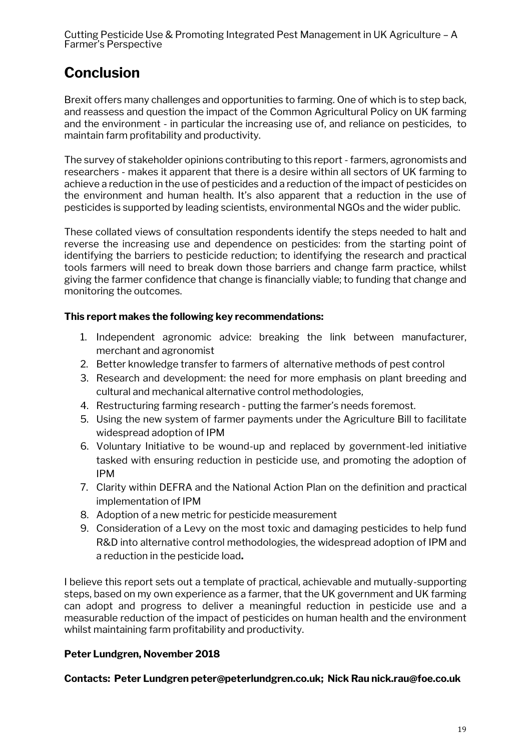# Conclusion

Brexit offers many challenges and opportunities to farming. One of which is to step back, and reassess and question the impact of the Common Agricultural Policy on UK farming and the environment - in particular the increasing use of, and reliance on pesticides, to maintain farm profitability and productivity.

The survey of stakeholder opinions contributing to this report - farmers, agronomists and researchers - makes it apparent that there is a desire within all sectors of UK farming to achieve a reduction in the use of pesticides and a reduction of the impact of pesticides on the environment and human health. It's also apparent that a reduction in the use of pesticides is supported by leading scientists, environmental NGOs and the wider public.

These collated views of consultation respondents identify the steps needed to halt and reverse the increasing use and dependence on pesticides: from the starting point of identifying the barriers to pesticide reduction; to identifying the research and practical tools farmers will need to break down those barriers and change farm practice, whilst giving the farmer confidence that change is financially viable; to funding that change and monitoring the outcomes.

**This report makes the following key recommendations:**

1. Independent agronomic advice: breaking the link between manufacturer, merchant and agronomist
2. Better knowledge transfer to farmers of alternative methods of pest control
3. Research and development: the need for more emphasis on plant breeding and cultural and mechanical alternative control methodologies,
4. Restructuring farming research - putting the farmer's needs foremost.
5. Using the new system of farmer payments under the Agriculture Bill to facilitate widespread adoption of IPM
6. Voluntary Initiative to be wound-up and replaced by government-led initiative tasked with ensuring reduction in pesticide use, and promoting the adoption of IPM
7. Clarity within DEFRA and the National Action Plan on the definition and practical implementation of IPM
8. Adoption of a new metric for pesticide measurement
9. Consideration of a Levy on the most toxic and damaging pesticides to help fund R&D into alternative control methodologies, the widespread adoption of IPM and a reduction in the pesticide load**.**

I believe this report sets out a template of practical, achievable and mutually-supporting steps, based on my own experience as a farmer, that the UK government and UK farming can adopt and progress to deliver a meaningful reduction in pesticide use and a measurable reduction of the impact of pesticides on human health and the environment whilst maintaining farm profitability and productivity.

**Peter Lundgren, November 2018**

**Contacts: Peter Lundgren peter@peterlundgren.co.uk; Nick Rau nick.rau@foe.co.uk**